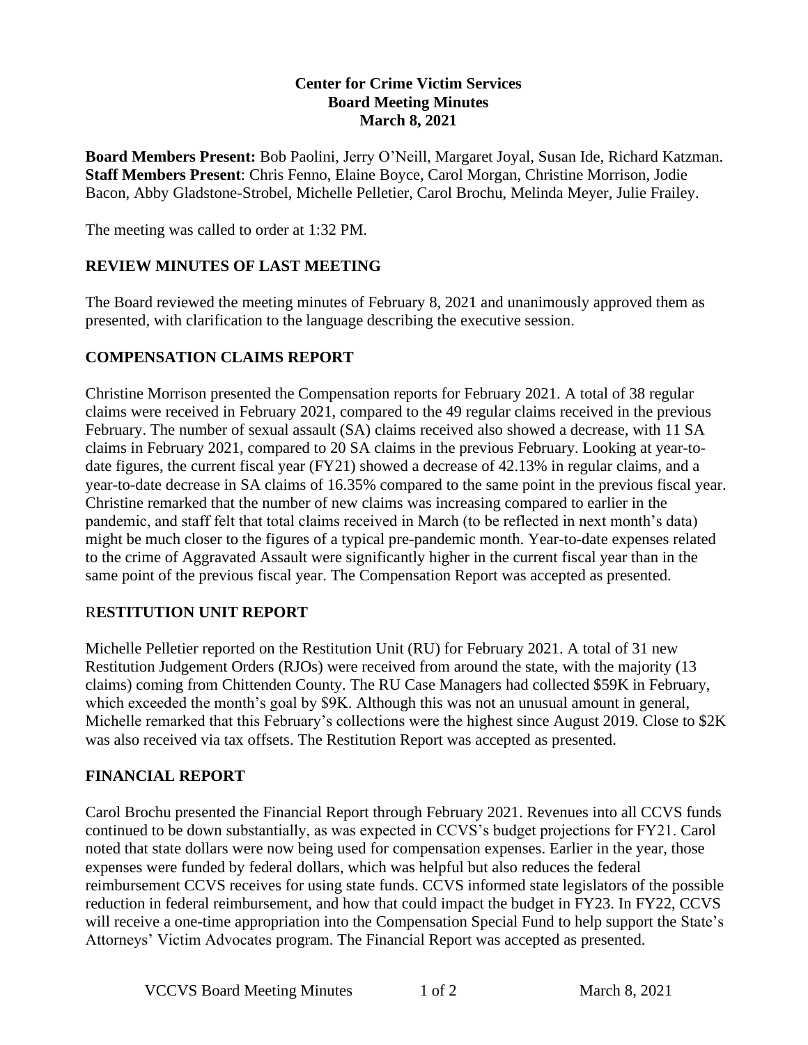# Center for Crime Victim Services
## Board Meeting Minutes
### March 8, 2021

**Board Members Present:** Bob Paolini, Jerry O'Neill, Margaret Joyal, Susan Ide, Richard Katzman.
**Staff Members Present**: Chris Fenno, Elaine Boyce, Carol Morgan, Christine Morrison, Jodie Bacon, Abby Gladstone-Strobel, Michelle Pelletier, Carol Brochu, Melinda Meyer, Julie Frailey.

The meeting was called to order at 1:32 PM.

## REVIEW MINUTES OF LAST MEETING

The Board reviewed the meeting minutes of February 8, 2021 and unanimously approved them as presented, with clarification to the language describing the executive session.

## COMPENSATION CLAIMS REPORT

Christine Morrison presented the Compensation reports for February 2021. A total of 38 regular claims were received in February 2021, compared to the 49 regular claims received in the previous February. The number of sexual assault (SA) claims received also showed a decrease, with 11 SA claims in February 2021, compared to 20 SA claims in the previous February. Looking at year-to-date figures, the current fiscal year (FY21) showed a decrease of 42.13% in regular claims, and a year-to-date decrease in SA claims of 16.35% compared to the same point in the previous fiscal year. Christine remarked that the number of new claims was increasing compared to earlier in the pandemic, and staff felt that total claims received in March (to be reflected in next month's data) might be much closer to the figures of a typical pre-pandemic month. Year-to-date expenses related to the crime of Aggravated Assault were significantly higher in the current fiscal year than in the same point of the previous fiscal year. The Compensation Report was accepted as presented.

## RESTITUTION UNIT REPORT

Michelle Pelletier reported on the Restitution Unit (RU) for February 2021. A total of 31 new Restitution Judgement Orders (RJOs) were received from around the state, with the majority (13 claims) coming from Chittenden County. The RU Case Managers had collected $59K in February, which exceeded the month's goal by $9K. Although this was not an unusual amount in general, Michelle remarked that this February's collections were the highest since August 2019. Close to $2K was also received via tax offsets. The Restitution Report was accepted as presented.

## FINANCIAL REPORT

Carol Brochu presented the Financial Report through February 2021. Revenues into all CCVS funds continued to be down substantially, as was expected in CCVS's budget projections for FY21. Carol noted that state dollars were now being used for compensation expenses. Earlier in the year, those expenses were funded by federal dollars, which was helpful but also reduces the federal reimbursement CCVS receives for using state funds. CCVS informed state legislators of the possible reduction in federal reimbursement, and how that could impact the budget in FY23. In FY22, CCVS will receive a one-time appropriation into the Compensation Special Fund to help support the State's Attorneys' Victim Advocates program. The Financial Report was accepted as presented.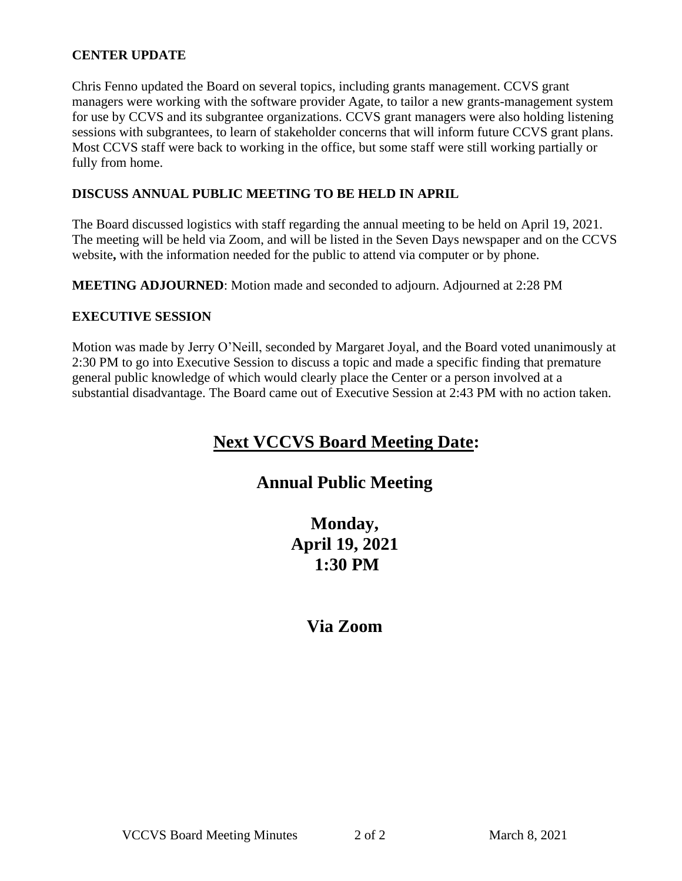**CENTER UPDATE**

Chris Fenno updated the Board on several topics, including grants management. CCVS grant managers were working with the software provider Agate, to tailor a new grants-management system for use by CCVS and its subgrantee organizations. CCVS grant managers were also holding listening sessions with subgrantees, to learn of stakeholder concerns that will inform future CCVS grant plans. Most CCVS staff were back to working in the office, but some staff were still working partially or fully from home.

**DISCUSS ANNUAL PUBLIC MEETING TO BE HELD IN APRIL**

The Board discussed logistics with staff regarding the annual meeting to be held on April 19, 2021. The meeting will be held via Zoom, and will be listed in the Seven Days newspaper and on the CCVS website**,** with the information needed for the public to attend via computer or by phone.

**MEETING ADJOURNED**: Motion made and seconded to adjourn. Adjourned at 2:28 PM

**EXECUTIVE SESSION**

Motion was made by Jerry O'Neill, seconded by Margaret Joyal, and the Board voted unanimously at 2:30 PM to go into Executive Session to discuss a topic and made a specific finding that premature general public knowledge of which would clearly place the Center or a person involved at a substantial disadvantage. The Board came out of Executive Session at 2:43 PM with no action taken.

## Next VCCVS Board Meeting Date:

## Annual Public Meeting

## Monday, April 19, 2021 1:30 PM

## Via Zoom